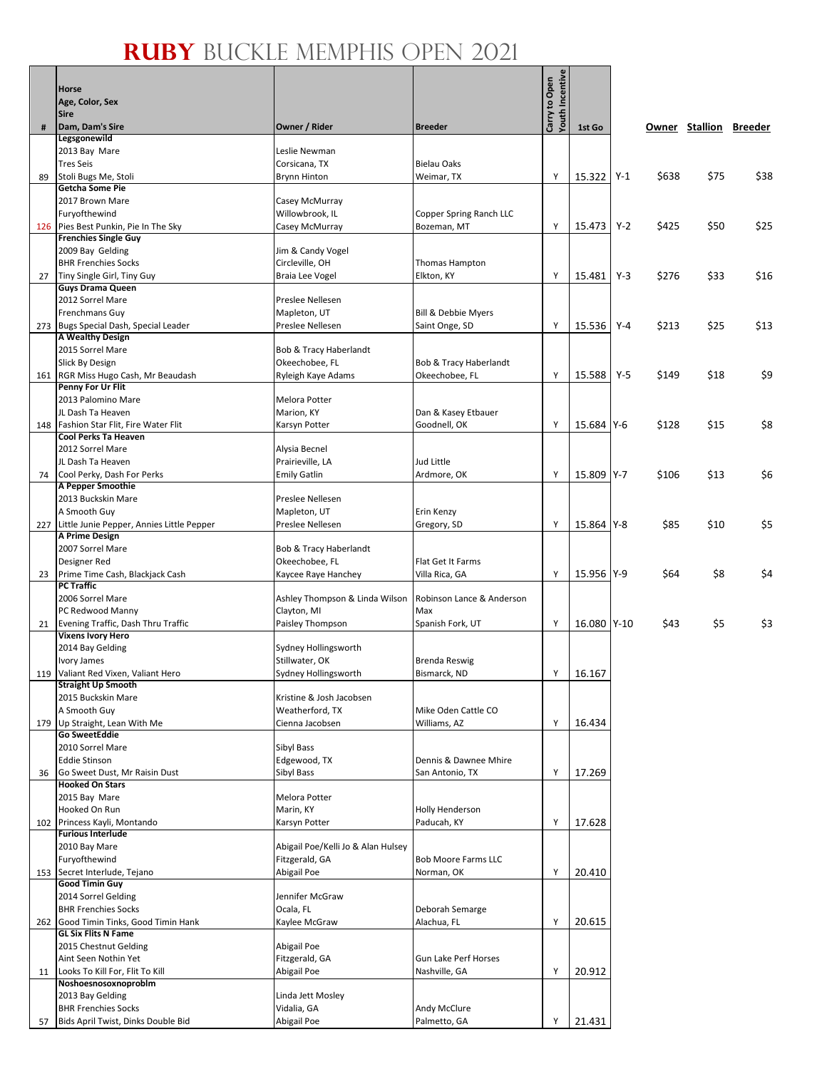# RUBY BUCKLE MEMPHIS OPEN 2021

| # | Horse<br>Age, Color, Sex<br>Sire<br>Dam, Dam's Sire | Owner / Rider | Breeder | Carry to Open<br>Youth Incentive | 1st Go | | Owner | Stallion | Breeder |
|---|---|---|---|---|---|---|---|---|---|
| 89 | Legsgonewild<br>2013 Bay Mare<br>Tres Seis<br>Stoli Bugs Me, Stoli | Leslie Newman<br>Corsicana, TX<br>Brynn Hinton | Bielau Oaks<br>Weimar, TX | Y | 15.322 | Y-1 | $638 | $75 | $38 |
| 126 | Getcha Some Pie<br>2017 Brown Mare<br>Furyofthewind<br>Pies Best Punkin, Pie In The Sky | Casey McMurray<br>Willowbrook, IL<br>Casey McMurray | Copper Spring Ranch LLC<br>Bozeman, MT | Y | 15.473 | Y-2 | $425 | $50 | $25 |
| 27 | Frenchies Single Guy<br>2009 Bay Gelding<br>BHR Frenchies Socks<br>Tiny Single Girl, Tiny Guy | Jim & Candy Vogel<br>Circleville, OH<br>Braia Lee Vogel | Thomas Hampton<br>Elkton, KY | Y | 15.481 | Y-3 | $276 | $33 | $16 |
| 273 | Guys Drama Queen<br>2012 Sorrel Mare<br>Frenchmans Guy<br>Bugs Special Dash, Special Leader | Preslee Nellesen<br>Mapleton, UT<br>Preslee Nellesen | Bill & Debbie Myers<br>Saint Onge, SD | Y | 15.536 | Y-4 | $213 | $25 | $13 |
| 161 | A Wealthy Design<br>2015 Sorrel Mare<br>Slick By Design<br>RGR Miss Hugo Cash, Mr Beaudash | Bob & Tracy Haberlandt<br>Okeechobee, FL<br>Ryleigh Kaye Adams | Bob & Tracy Haberlandt<br>Okeechobee, FL | Y | 15.588 | Y-5 | $149 | $18 | $9 |
| 148 | Penny For Ur Flit<br>2013 Palomino Mare<br>JL Dash Ta Heaven<br>Fashion Star Flit, Fire Water Flit | Melora Potter<br>Marion, KY<br>Karsyn Potter | Dan & Kasey Etbauer<br>Goodnell, OK | Y | 15.684 | Y-6 | $128 | $15 | $8 |
| 74 | Cool Perks Ta Heaven<br>2012 Sorrel Mare<br>JL Dash Ta Heaven<br>Cool Perky, Dash For Perks | Alysia Becnel<br>Prairieville, LA<br>Emily Gatlin | Jud Little<br>Ardmore, OK | Y | 15.809 | Y-7 | $106 | $13 | $6 |
| 227 | A Pepper Smoothie<br>2013 Buckskin Mare<br>A Smooth Guy<br>Little Junie Pepper, Annies Little Pepper | Preslee Nellesen<br>Mapleton, UT<br>Preslee Nellesen | Erin Kenzy<br>Gregory, SD | Y | 15.864 | Y-8 | $85 | $10 | $5 |
| 23 | A Prime Design<br>2007 Sorrel Mare<br>Designer Red<br>Prime Time Cash, Blackjack Cash | Bob & Tracy Haberlandt<br>Okeechobee, FL<br>Kaycee Raye Hanchey | Flat Get It Farms<br>Villa Rica, GA | Y | 15.956 | Y-9 | $64 | $8 | $4 |
| 21 | PC Traffic<br>2006 Sorrel Mare<br>PC Redwood Manny<br>Evening Traffic, Dash Thru Traffic | Ashley Thompson & Linda Wilson<br>Clayton, MI<br>Paisley Thompson | Robinson Lance & Anderson Max<br>Spanish Fork, UT | Y | 16.080 | Y-10 | $43 | $5 | $3 |
| 119 | Vixens Ivory Hero<br>2014 Bay Gelding<br>Ivory James<br>Valiant Red Vixen, Valiant Hero | Sydney Hollingsworth<br>Stillwater, OK<br>Sydney Hollingsworth | Brenda Reswig<br>Bismarck, ND | Y | 16.167 | | | | |
| 179 | Straight Up Smooth<br>2015 Buckskin Mare<br>A Smooth Guy<br>Up Straight, Lean With Me | Kristine & Josh Jacobsen<br>Weatherford, TX<br>Cienna Jacobsen | Mike Oden Cattle CO<br>Williams, AZ | Y | 16.434 | | | | |
| 36 | Go SweetEddie<br>2010 Sorrel Mare<br>Eddie Stinson<br>Go Sweet Dust, Mr Raisin Dust | Sibyl Bass<br>Edgewood, TX<br>Sibyl Bass | Dennis & Dawnee Mhire<br>San Antonio, TX | Y | 17.269 | | | | |
| 102 | Hooked On Stars<br>2015 Bay Mare<br>Hooked On Run<br>Princess Kayli, Montando | Melora Potter<br>Marin, KY<br>Karsyn Potter | Holly Henderson<br>Paducah, KY | Y | 17.628 | | | | |
| 153 | Furious Interlude<br>2010 Bay Mare<br>Furyofthewind<br>Secret Interlude, Tejano | Abigail Poe/Kelli Jo & Alan Hulsey<br>Fitzgerald, GA<br>Abigail Poe | Bob Moore Farms LLC<br>Norman, OK | Y | 20.410 | | | | |
| 262 | Good Timin Guy<br>2014 Sorrel Gelding<br>BHR Frenchies Socks<br>Good Timin Tinks, Good Timin Hank | Jennifer McGraw<br>Ocala, FL<br>Kaylee McGraw | Deborah Semarge<br>Alachua, FL | Y | 20.615 | | | | |
| 11 | GL Six Flits N Fame<br>2015 Chestnut Gelding<br>Aint Seen Nothin Yet<br>Looks To Kill For, Flit To Kill | Abigail Poe<br>Fitzgerald, GA<br>Abigail Poe | Gun Lake Perf Horses<br>Nashville, GA | Y | 20.912 | | | | |
| 57 | Noshoesnosoxnoproblm<br>2013 Bay Gelding<br>BHR Frenchies Socks<br>Bids April Twist, Dinks Double Bid | Linda Jett Mosley<br>Vidalia, GA<br>Abigail Poe | Andy McClure<br>Palmetto, GA | Y | 21.431 | | | | |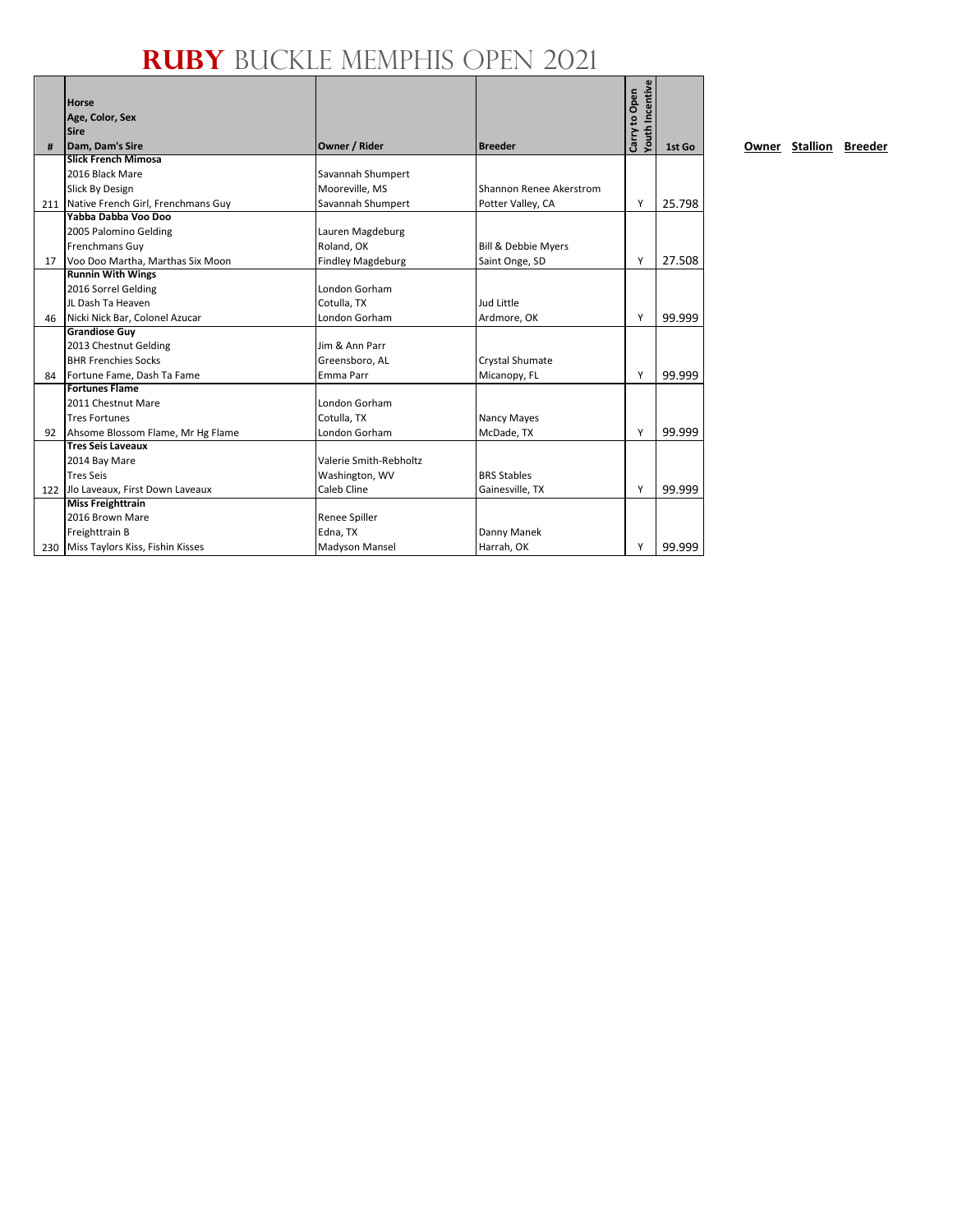# RUBY BUCKLE MEMPHIS OPEN 2021

| # | Horse<br>Age, Color, Sex<br>Sire<br>Dam, Dam's Sire | Owner / Rider | Breeder | Carry to Open<br>Youth Incentive | 1st Go |
|---|---|---|---|---|---|
| 211 | **Slick French Mimosa**<br>2016 Black Mare<br>Slick By Design<br>Native French Girl, Frenchmans Guy | Savannah Shumpert<br>Mooreville, MS<br>Savannah Shumpert | Shannon Renee Akerstrom<br>Potter Valley, CA | Y | 25.798 |
| 17 | **Yabba Dabba Voo Doo**<br>2005 Palomino Gelding<br>Frenchmans Guy<br>Voo Doo Martha, Marthas Six Moon | Lauren Magdeburg<br>Roland, OK<br>Findley Magdeburg | Bill & Debbie Myers<br>Saint Onge, SD | Y | 27.508 |
| 46 | **Runnin With Wings**<br>2016 Sorrel Gelding<br>JL Dash Ta Heaven<br>Nicki Nick Bar, Colonel Azucar | London Gorham<br>Cotulla, TX<br>London Gorham | Jud Little<br>Ardmore, OK | Y | 99.999 |
| 84 | **Grandiose Guy**<br>2013 Chestnut Gelding<br>BHR Frenchies Socks<br>Fortune Fame, Dash Ta Fame | Jim & Ann Parr<br>Greensboro, AL<br>Emma Parr | Crystal Shumate<br>Micanopy, FL | Y | 99.999 |
| 92 | **Fortunes Flame**<br>2011 Chestnut Mare<br>Tres Fortunes<br>Ahsome Blossom Flame, Mr Hg Flame | London Gorham<br>Cotulla, TX<br>London Gorham | Nancy Mayes<br>McDade, TX | Y | 99.999 |
| 122 | **Tres Seis Laveaux**<br>2014 Bay Mare<br>Tres Seis<br>Jlo Laveaux, First Down Laveaux | Valerie Smith-Rebholtz<br>Washington, WV<br>Caleb Cline | BRS Stables<br>Gainesville, TX | Y | 99.999 |
| 230 | **Miss Freighttrain**<br>2016 Brown Mare<br>Freighttrain B<br>Miss Taylors Kiss, Fishin Kisses | Renee Spiller<br>Edna, TX<br>Madyson Mansel | Danny Manek<br>Harrah, OK | Y | 99.999 |

**Owner** **Stallion** **Breeder**